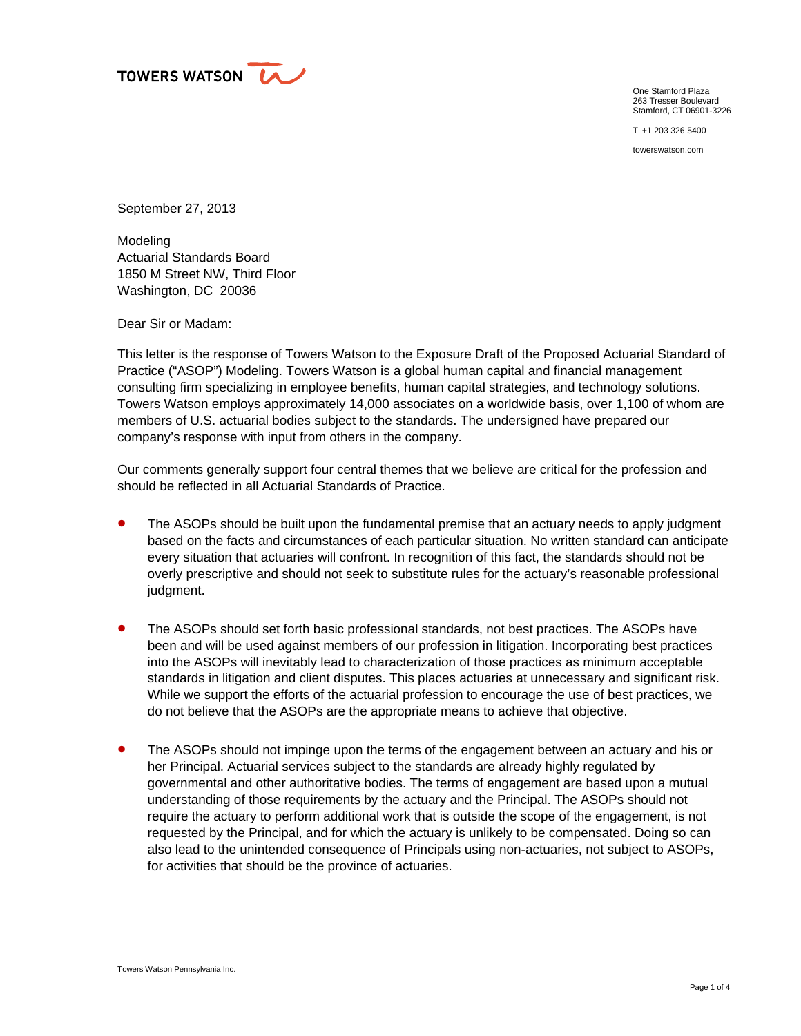TOWERS WATSON

One Stamford Plaza
263 Tresser Boulevard
Stamford, CT 06901-3226

T +1 203 326 5400

towerswatson.com

September 27, 2013

Modeling
Actuarial Standards Board
1850 M Street NW, Third Floor
Washington, DC 20036

Dear Sir or Madam:

This letter is the response of Towers Watson to the Exposure Draft of the Proposed Actuarial Standard of Practice ("ASOP") Modeling. Towers Watson is a global human capital and financial management consulting firm specializing in employee benefits, human capital strategies, and technology solutions. Towers Watson employs approximately 14,000 associates on a worldwide basis, over 1,100 of whom are members of U.S. actuarial bodies subject to the standards. The undersigned have prepared our company's response with input from others in the company.

Our comments generally support four central themes that we believe are critical for the profession and should be reflected in all Actuarial Standards of Practice.

- The ASOPs should be built upon the fundamental premise that an actuary needs to apply judgment based on the facts and circumstances of each particular situation. No written standard can anticipate every situation that actuaries will confront. In recognition of this fact, the standards should not be overly prescriptive and should not seek to substitute rules for the actuary's reasonable professional judgment.

- The ASOPs should set forth basic professional standards, not best practices. The ASOPs have been and will be used against members of our profession in litigation. Incorporating best practices into the ASOPs will inevitably lead to characterization of those practices as minimum acceptable standards in litigation and client disputes. This places actuaries at unnecessary and significant risk. While we support the efforts of the actuarial profession to encourage the use of best practices, we do not believe that the ASOPs are the appropriate means to achieve that objective.

- The ASOPs should not impinge upon the terms of the engagement between an actuary and his or her Principal. Actuarial services subject to the standards are already highly regulated by governmental and other authoritative bodies. The terms of engagement are based upon a mutual understanding of those requirements by the actuary and the Principal. The ASOPs should not require the actuary to perform additional work that is outside the scope of the engagement, is not requested by the Principal, and for which the actuary is unlikely to be compensated. Doing so can also lead to the unintended consequence of Principals using non-actuaries, not subject to ASOPs, for activities that should be the province of actuaries.

Towers Watson Pennsylvania Inc.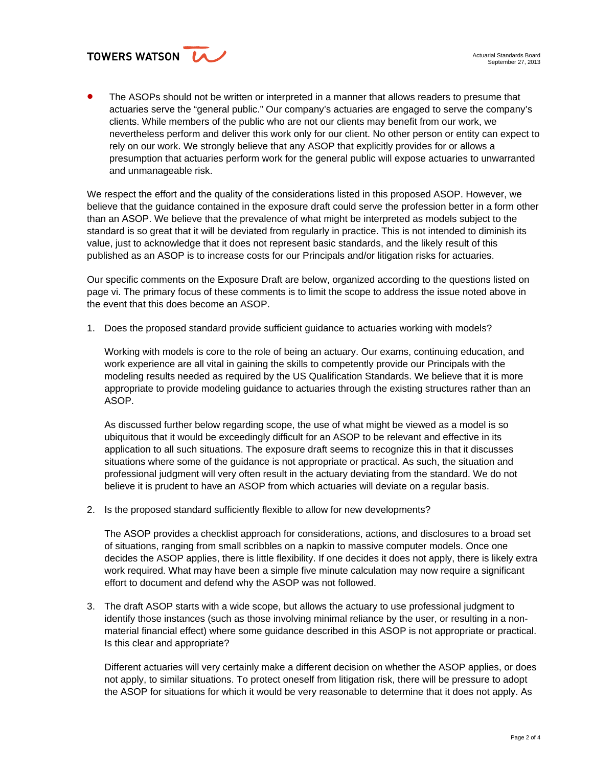- The ASOPs should not be written or interpreted in a manner that allows readers to presume that actuaries serve the "general public." Our company's actuaries are engaged to serve the company's clients. While members of the public who are not our clients may benefit from our work, we nevertheless perform and deliver this work only for our client. No other person or entity can expect to rely on our work. We strongly believe that any ASOP that explicitly provides for or allows a presumption that actuaries perform work for the general public will expose actuaries to unwarranted and unmanageable risk.

We respect the effort and the quality of the considerations listed in this proposed ASOP. However, we believe that the guidance contained in the exposure draft could serve the profession better in a form other than an ASOP. We believe that the prevalence of what might be interpreted as models subject to the standard is so great that it will be deviated from regularly in practice. This is not intended to diminish its value, just to acknowledge that it does not represent basic standards, and the likely result of this published as an ASOP is to increase costs for our Principals and/or litigation risks for actuaries.

Our specific comments on the Exposure Draft are below, organized according to the questions listed on page vi. The primary focus of these comments is to limit the scope to address the issue noted above in the event that this does become an ASOP.

1. Does the proposed standard provide sufficient guidance to actuaries working with models?

   Working with models is core to the role of being an actuary. Our exams, continuing education, and work experience are all vital in gaining the skills to competently provide our Principals with the modeling results needed as required by the US Qualification Standards. We believe that it is more appropriate to provide modeling guidance to actuaries through the existing structures rather than an ASOP.

   As discussed further below regarding scope, the use of what might be viewed as a model is so ubiquitous that it would be exceedingly difficult for an ASOP to be relevant and effective in its application to all such situations. The exposure draft seems to recognize this in that it discusses situations where some of the guidance is not appropriate or practical. As such, the situation and professional judgment will very often result in the actuary deviating from the standard. We do not believe it is prudent to have an ASOP from which actuaries will deviate on a regular basis.

2. Is the proposed standard sufficiently flexible to allow for new developments?

   The ASOP provides a checklist approach for considerations, actions, and disclosures to a broad set of situations, ranging from small scribbles on a napkin to massive computer models. Once one decides the ASOP applies, there is little flexibility. If one decides it does not apply, there is likely extra work required. What may have been a simple five minute calculation may now require a significant effort to document and defend why the ASOP was not followed.

3. The draft ASOP starts with a wide scope, but allows the actuary to use professional judgment to identify those instances (such as those involving minimal reliance by the user, or resulting in a non-material financial effect) where some guidance described in this ASOP is not appropriate or practical. Is this clear and appropriate?

   Different actuaries will very certainly make a different decision on whether the ASOP applies, or does not apply, to similar situations. To protect oneself from litigation risk, there will be pressure to adopt the ASOP for situations for which it would be very reasonable to determine that it does not apply. As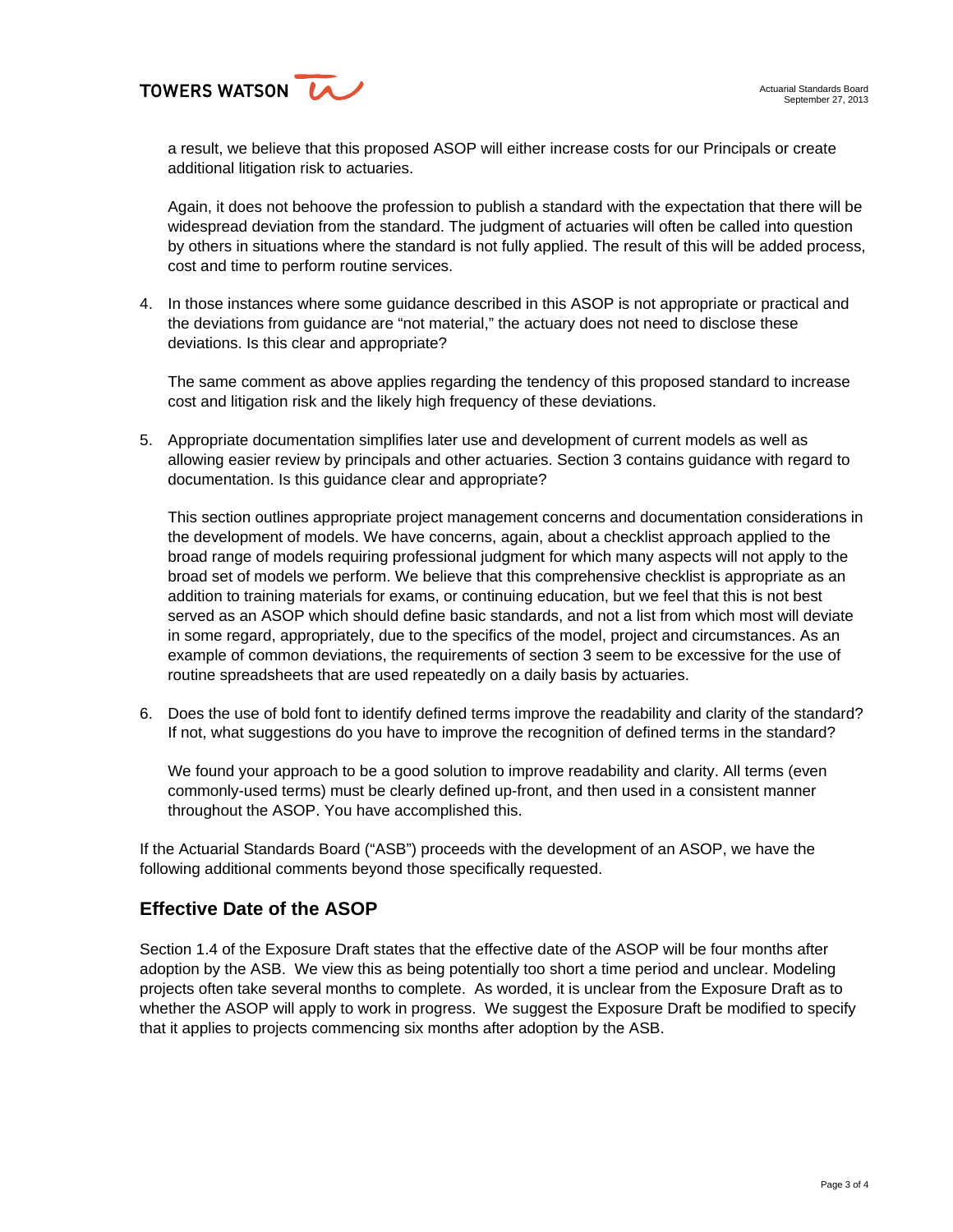a result, we believe that this proposed ASOP will either increase costs for our Principals or create additional litigation risk to actuaries.

Again, it does not behoove the profession to publish a standard with the expectation that there will be widespread deviation from the standard. The judgment of actuaries will often be called into question by others in situations where the standard is not fully applied. The result of this will be added process, cost and time to perform routine services.

4. In those instances where some guidance described in this ASOP is not appropriate or practical and the deviations from guidance are "not material," the actuary does not need to disclose these deviations. Is this clear and appropriate?

   The same comment as above applies regarding the tendency of this proposed standard to increase cost and litigation risk and the likely high frequency of these deviations.

5. Appropriate documentation simplifies later use and development of current models as well as allowing easier review by principals and other actuaries. Section 3 contains guidance with regard to documentation. Is this guidance clear and appropriate?

   This section outlines appropriate project management concerns and documentation considerations in the development of models. We have concerns, again, about a checklist approach applied to the broad range of models requiring professional judgment for which many aspects will not apply to the broad set of models we perform. We believe that this comprehensive checklist is appropriate as an addition to training materials for exams, or continuing education, but we feel that this is not best served as an ASOP which should define basic standards, and not a list from which most will deviate in some regard, appropriately, due to the specifics of the model, project and circumstances. As an example of common deviations, the requirements of section 3 seem to be excessive for the use of routine spreadsheets that are used repeatedly on a daily basis by actuaries.

6. Does the use of bold font to identify defined terms improve the readability and clarity of the standard? If not, what suggestions do you have to improve the recognition of defined terms in the standard?

   We found your approach to be a good solution to improve readability and clarity. All terms (even commonly-used terms) must be clearly defined up-front, and then used in a consistent manner throughout the ASOP. You have accomplished this.

If the Actuarial Standards Board ("ASB") proceeds with the development of an ASOP, we have the following additional comments beyond those specifically requested.

## Effective Date of the ASOP

Section 1.4 of the Exposure Draft states that the effective date of the ASOP will be four months after adoption by the ASB. We view this as being potentially too short a time period and unclear. Modeling projects often take several months to complete. As worded, it is unclear from the Exposure Draft as to whether the ASOP will apply to work in progress. We suggest the Exposure Draft be modified to specify that it applies to projects commencing six months after adoption by the ASB.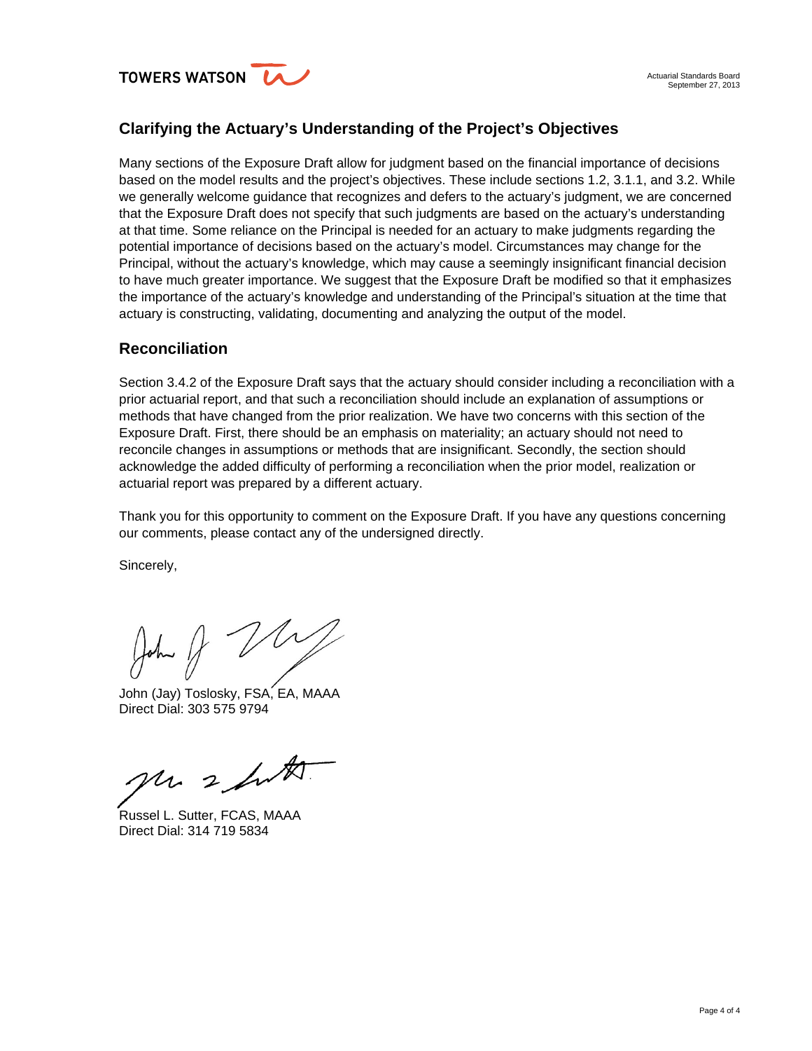## Clarifying the Actuary's Understanding of the Project's Objectives

Many sections of the Exposure Draft allow for judgment based on the financial importance of decisions based on the model results and the project's objectives. These include sections 1.2, 3.1.1, and 3.2. While we generally welcome guidance that recognizes and defers to the actuary's judgment, we are concerned that the Exposure Draft does not specify that such judgments are based on the actuary's understanding at that time. Some reliance on the Principal is needed for an actuary to make judgments regarding the potential importance of decisions based on the actuary's model. Circumstances may change for the Principal, without the actuary's knowledge, which may cause a seemingly insignificant financial decision to have much greater importance. We suggest that the Exposure Draft be modified so that it emphasizes the importance of the actuary's knowledge and understanding of the Principal's situation at the time that actuary is constructing, validating, documenting and analyzing the output of the model.

## Reconciliation

Section 3.4.2 of the Exposure Draft says that the actuary should consider including a reconciliation with a prior actuarial report, and that such a reconciliation should include an explanation of assumptions or methods that have changed from the prior realization. We have two concerns with this section of the Exposure Draft. First, there should be an emphasis on materiality; an actuary should not need to reconcile changes in assumptions or methods that are insignificant. Secondly, the section should acknowledge the added difficulty of performing a reconciliation when the prior model, realization or actuarial report was prepared by a different actuary.

Thank you for this opportunity to comment on the Exposure Draft. If you have any questions concerning our comments, please contact any of the undersigned directly.

Sincerely,

John (Jay) Toslosky, FSA, EA, MAAA
Direct Dial: 303 575 9794

Russel L. Sutter, FCAS, MAAA
Direct Dial: 314 719 5834